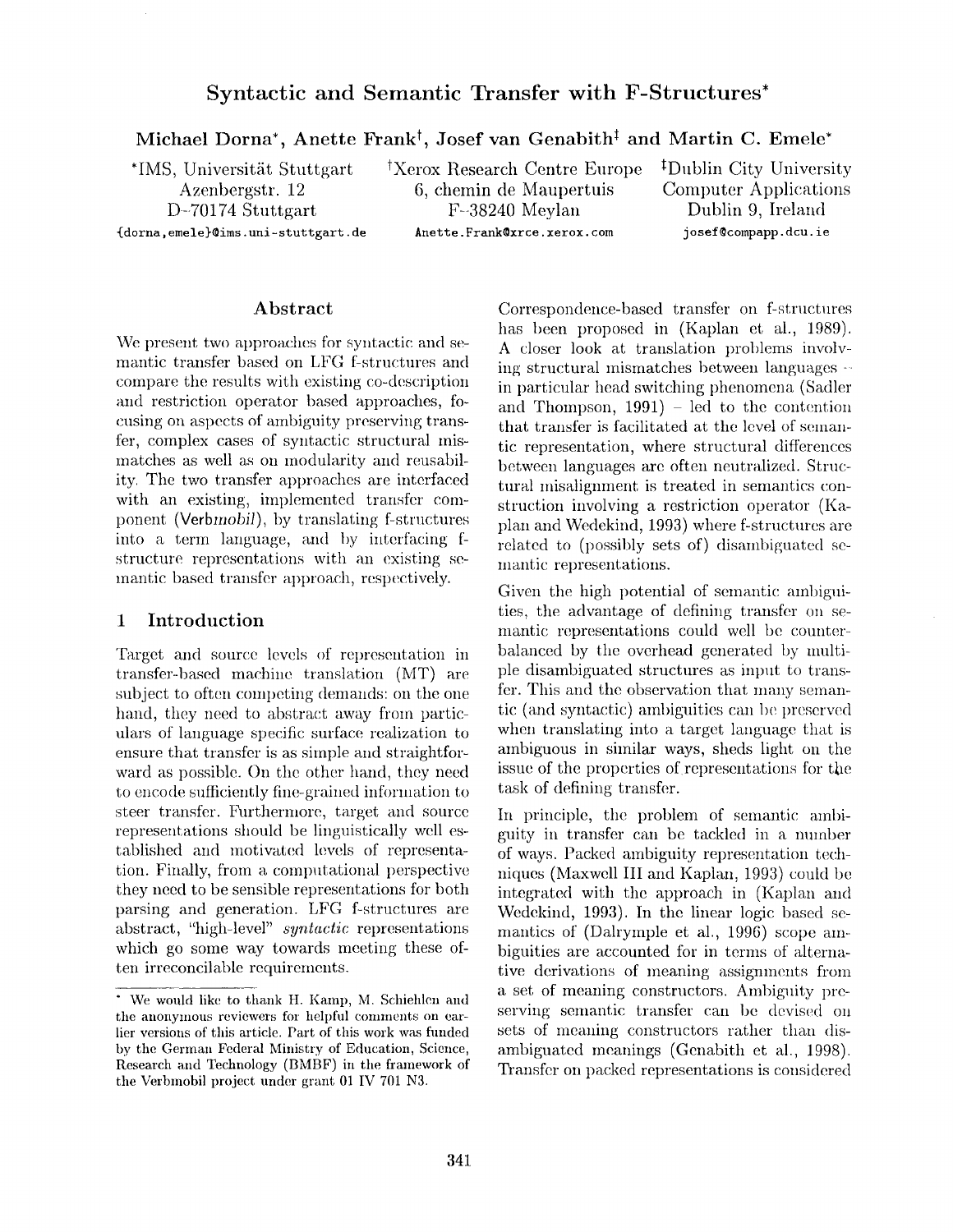# Syntactic and Semantic Transfer with F-Structures*

**Michael Dorna*, Anette Frank†, Josef van Genabith‡ and Martin C. Emele***

*IMS, Universität Stuttgart
Azenbergstr. 12
D-70174 Stuttgart
{dorna,emele}@ims.uni-stuttgart.de

†Xerox Research Centre Europe
6, chemin de Maupertuis
F-38240 Meylan
Anette.Frank@xrce.xerox.com

‡Dublin City University
Computer Applications
Dublin 9, Ireland
josef@compapp.dcu.ie

## Abstract

We present two approaches for syntactic and semantic transfer based on LFG f-structures and compare the results with existing co-description and restriction operator based approaches, focusing on aspects of ambiguity preserving transfer, complex cases of syntactic structural mismatches as well as on modularity and reusability. The two transfer approaches are interfaced with an existing, implemented transfer component (Verb*mobil*), by translating f-structures into a term language, and by interfacing f-structure representations with an existing semantic based transfer approach, respectively.

## 1 Introduction

Target and source levels of representation in transfer-based machine translation (MT) are subject to often competing demands: on the one hand, they need to abstract away from particulars of language specific surface realization to ensure that transfer is as simple and straightforward as possible. On the other hand, they need to encode sufficiently fine-grained information to steer transfer. Furthermore, target and source representations should be linguistically well established and motivated levels of representation. Finally, from a computational perspective they need to be sensible representations for both parsing and generation. LFG f-structures are abstract, "high-level" *syntactic* representations which go some way towards meeting these often irreconcilable requirements.

Correspondence-based transfer on f-structures has been proposed in (Kaplan et al., 1989). A closer look at translation problems involving structural mismatches between languages – in particular head switching phenomena (Sadler and Thompson, 1991) – led to the contention that transfer is facilitated at the level of semantic representation, where structural differences between languages are often neutralized. Structural misalignment is treated in semantics construction involving a restriction operator (Kaplan and Wedekind, 1993) where f-structures are related to (possibly sets of) disambiguated semantic representations.

Given the high potential of semantic ambiguities, the advantage of defining transfer on semantic representations could well be counterbalanced by the overhead generated by multiple disambiguated structures as input to transfer. This and the observation that many semantic (and syntactic) ambiguities can be preserved when translating into a target language that is ambiguous in similar ways, sheds light on the issue of the properties of representations for the task of defining transfer.

In principle, the problem of semantic ambiguity in transfer can be tackled in a number of ways. Packed ambiguity representation techniques (Maxwell III and Kaplan, 1993) could be integrated with the approach in (Kaplan and Wedekind, 1993). In the linear logic based semantics of (Dalrymple et al., 1996) scope ambiguities are accounted for in terms of alternative derivations of meaning assignments from a set of meaning constructors. Ambiguity preserving semantic transfer can be devised on sets of meaning constructors rather than disambiguated meanings (Genabith et al., 1998). Transfer on packed representations is considered

* We would like to thank H. Kamp, M. Schiehlen and the anonymous reviewers for helpful comments on earlier versions of this article. Part of this work was funded by the German Federal Ministry of Education, Science, Research and Technology (BMBF) in the framework of the Verbmobil project under grant 01 IV 701 N3.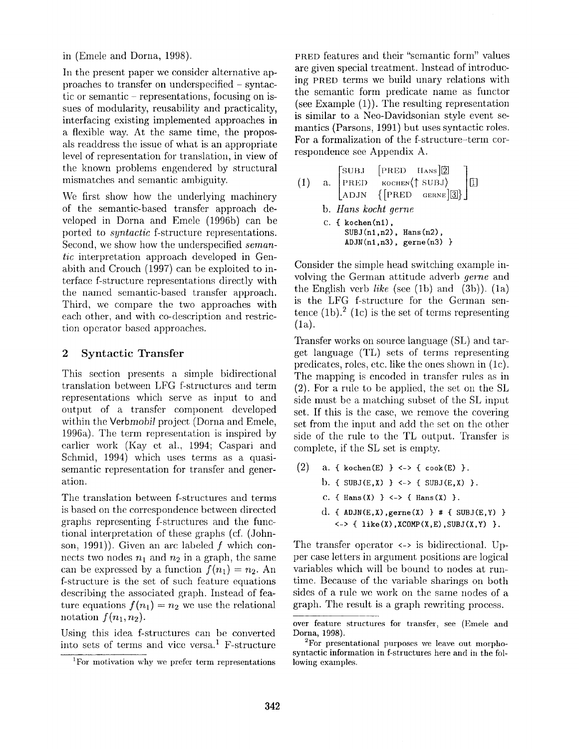in (Emele and Dorna, 1998).

In the present paper we consider alternative approaches to transfer on underspecified – syntactic or semantic – representations, focusing on issues of modularity, reusability and practicality, interfacing existing implemented approaches in a flexible way. At the same time, the proposals readdress the issue of what is an appropriate level of representation for translation, in view of the known problems engendered by structural mismatches and semantic ambiguity.

We first show how the underlying machinery of the semantic-based transfer approach developed in Dorna and Emele (1996b) can be ported to *syntactic* f-structure representations. Second, we show how the underspecified *semantic* interpretation approach developed in Genabith and Crouch (1997) can be exploited to interface f-structure representations directly with the named semantic-based transfer approach. Third, we compare the two approaches with each other, and with co-description and restriction operator based approaches.

## 2 Syntactic Transfer

This section presents a simple bidirectional translation between LFG f-structures and term representations which serve as input to and output of a transfer component developed within the Verb*mobil* project (Dorna and Emele, 1996a). The term representation is inspired by earlier work (Kay et al., 1994; Caspari and Schmid, 1994) which uses terms as a quasi-semantic representation for transfer and generation.

The translation between f-structures and terms is based on the correspondence between directed graphs representing f-structures and the functional interpretation of these graphs (cf. (Johnson, 1991)). Given an arc labeled $f$ which connects two nodes $n_1$ and $n_2$ in a graph, the same can be expressed by a function $f(n_1) = n_2$. An f-structure is the set of such feature equations describing the associated graph. Instead of feature equations $f(n_1) = n_2$ we use the relational notation $f(n_1, n_2)$.

Using this idea f-structures can be converted into sets of terms and vice versa.[1] F-structure PRED features and their "semantic form" values are given special treatment. Instead of introducing PRED terms we build unary relations with the semantic form predicate name as functor (see Example (1)). The resulting representation is similar to a Neo-Davidsonian style event semantics (Parsons, 1991) but uses syntactic roles. For a formalization of the f-structure–term correspondence see Appendix A.

(1) a. $\left[\begin{array}{ll} \text{SUBJ} & [\text{PRED} \quad \text{HANS}]_{\boxed{2}} \\ \text{PRED} & \text{KOCHEN}\langle\uparrow \text{SUBJ}\rangle \\ \text{ADJN} & \{[\text{PRED} \quad \text{GERNE}]_{\boxed{3}}\} \end{array}\right]_{\boxed{1}}$

b. *Hans kocht gerne*

c.
```
{ kochen(n1),
  SUBJ(n1,n2), Hans(n2),
  ADJN(n1,n3), gerne(n3) }
```

Consider the simple head switching example involving the German attitude adverb *gerne* and the English verb *like* (see (1b) and (3b)). (1a) is the LFG f-structure for the German sentence (1b).[2] (1c) is the set of terms representing (1a).

Transfer works on source language (SL) and target language (TL) sets of terms representing predicates, roles, etc. like the ones shown in (1c). The mapping is encoded in transfer rules as in (2). For a rule to be applied, the set on the SL side must be a matching subset of the SL input set. If this is the case, we remove the covering set from the input and add the set on the other side of the rule to the TL output. Transfer is complete, if the SL set is empty.

(2)
```
a. { kochen(E) } <-> { cook(E) }.
b. { SUBJ(E,X) } <-> { SUBJ(E,X) }.
c. { Hans(X) } <-> { Hans(X) }.
d. { ADJN(E,X),gerne(X) } # { SUBJ(E,Y) }
   <-> { like(X),XCOMP(X,E),SUBJ(X,Y) }.
```

The transfer operator `<->` is bidirectional. Upper case letters in argument positions are logical variables which will be bound to nodes at runtime. Because of the variable sharings on both sides of a rule we work on the same nodes of a graph. The result is a graph rewriting process.

[1] For motivation why we prefer term representations over feature structures for transfer, see (Emele and Dorna, 1998).

[2] For presentational purposes we leave out morphosyntactic information in f-structures here and in the following examples.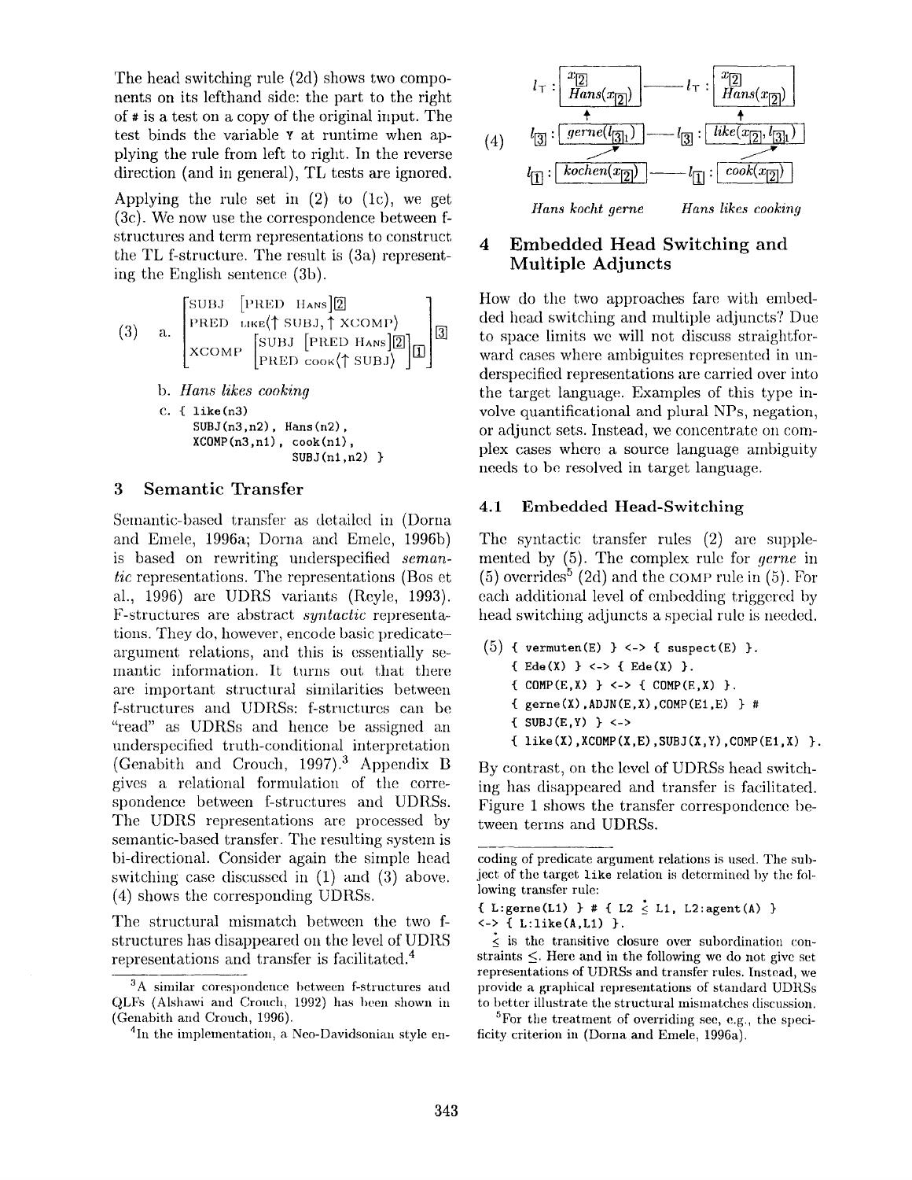The head switching rule (2d) shows two components on its lefthand side: the part to the right of # is a test on a copy of the original input. The test binds the variable Y at runtime when applying the rule from left to right. In the reverse direction (and in general), TL tests are ignored.

Applying the rule set in (2) to (1c), we get (3c). We now use the correspondence between f-structures and term representations to construct the TL f-structure. The result is (3a) representing the English sentence (3b).

(3) a.

$$\begin{bmatrix} \text{SUBJ} & [\text{PRED} \ \text{HANS}]_{\boxed{2}} \\ \text{PRED} & \text{LIKE}\langle\uparrow \text{SUBJ}, \uparrow \text{XCOMP}\rangle \\ \text{XCOMP} & \begin{bmatrix} \text{SUBJ} & [\text{PRED} \ \text{HANS}]_{\boxed{2}} \\ \text{PRED} & \text{COOK}\langle\uparrow \text{SUBJ}\rangle \end{bmatrix}_{\boxed{1}} \end{bmatrix}_{\boxed{3}}$$

b. *Hans likes cooking*

c.
```
{ like(n3)
  SUBJ(n3,n2), Hans(n2),
  XCOMP(n3,n1), cook(n1),
                SUBJ(n1,n2) }
```

## 3 Semantic Transfer

Semantic-based transfer as detailed in (Dorna and Emele, 1996a; Dorna and Emele, 1996b) is based on rewriting underspecified *semantic* representations. The representations (Bos et al., 1996) are UDRS variants (Reyle, 1993). F-structures are abstract *syntactic* representations. They do, however, encode basic predicate–argument relations, and this is essentially semantic information. It turns out that there are important structural similarities between f-structures and UDRSs: f-structures can be "read" as UDRSs and hence be assigned an underspecified truth-conditional interpretation (Genabith and Crouch, 1997).[3] Appendix B gives a relational formulation of the correspondence between f-structures and UDRSs. The UDRS representations are processed by semantic-based transfer. The resulting system is bi-directional. Consider again the simple head switching case discussed in (1) and (3) above. (4) shows the corresponding UDRSs.

The structural mismatch between the two f-structures has disappeared on the level of UDRS representations and transfer is facilitated.[4]

(4)

$$\begin{array}{ccc} l_\top : \boxed{x_{\boxed{2}} \;\; Hans(x_{\boxed{2}})} & \text{———} & l_\top : \boxed{x_{\boxed{2}} \;\; Hans(x_{\boxed{2}})} \\ \uparrow & & \uparrow \\ l_{\boxed{3}} : \boxed{gerne(l_{\boxed{3}1})} & \text{———} & l_{\boxed{3}} : \boxed{like(x_{\boxed{2}}, l_{\boxed{3}1})} \\ \nearrow & & \nearrow \\ l_{\boxed{1}} : \boxed{kochen(x_{\boxed{2}})} & \text{———} & l_{\boxed{1}} : \boxed{cook(x_{\boxed{2}})} \end{array}$$

*Hans kocht gerne* &nbsp;&nbsp;&nbsp;&nbsp; *Hans likes cooking*

## 4 Embedded Head Switching and Multiple Adjuncts

How do the two approaches fare with embedded head switching and multiple adjuncts? Due to space limits we will not discuss straightforward cases where ambiguites represented in underspecified representations are carried over into the target language. Examples of this type involve quantificational and plural NPs, negation, or adjunct sets. Instead, we concentrate on complex cases where a source language ambiguity needs to be resolved in target language.

### 4.1 Embedded Head-Switching

The syntactic transfer rules (2) are supplemented by (5). The complex rule for *gerne* in (5) overrides[5] (2d) and the COMP rule in (5). For each additional level of embedding triggered by head switching adjuncts a special rule is needed.

(5)
```
{ vermuten(E) } <-> { suspect(E) }.
{ Ede(X) } <-> { Ede(X) }.
{ COMP(E,X) } <-> { COMP(E,X) }.
{ gerne(X),ADJN(E,X),COMP(E1,E) } #
{ SUBJ(E,Y) } <->
{ like(X),XCOMP(X,E),SUBJ(X,Y),COMP(E1,X) }.
```

By contrast, on the level of UDRSs head switching has disappeared and transfer is facilitated. Figure 1 shows the transfer correspondence between terms and UDRSs.

---

[3] A similar correspondence between f-structures and QLFs (Alshawi and Crouch, 1992) has been shown in (Genabith and Crouch, 1996).

[4] In the implementation, a Neo-Davidsonian style encoding of predicate argument relations is used. The subject of the target like relation is determined by the following transfer rule:

```
{ L:gerne(L1) } # { L2 ≤̇ L1, L2:agent(A) }
<-> { L:like(A,L1) }.
```

$\dot{\leq}$ is the transitive closure over subordination constraints $\leq$. Here and in the following we do not give set representations of UDRSs and transfer rules. Instead, we provide a graphical representations of standard UDRSs to better illustrate the structural mismatches discussion.

[5] For the treatment of overriding see, e.g., the specificity criterion in (Dorna and Emele, 1996a).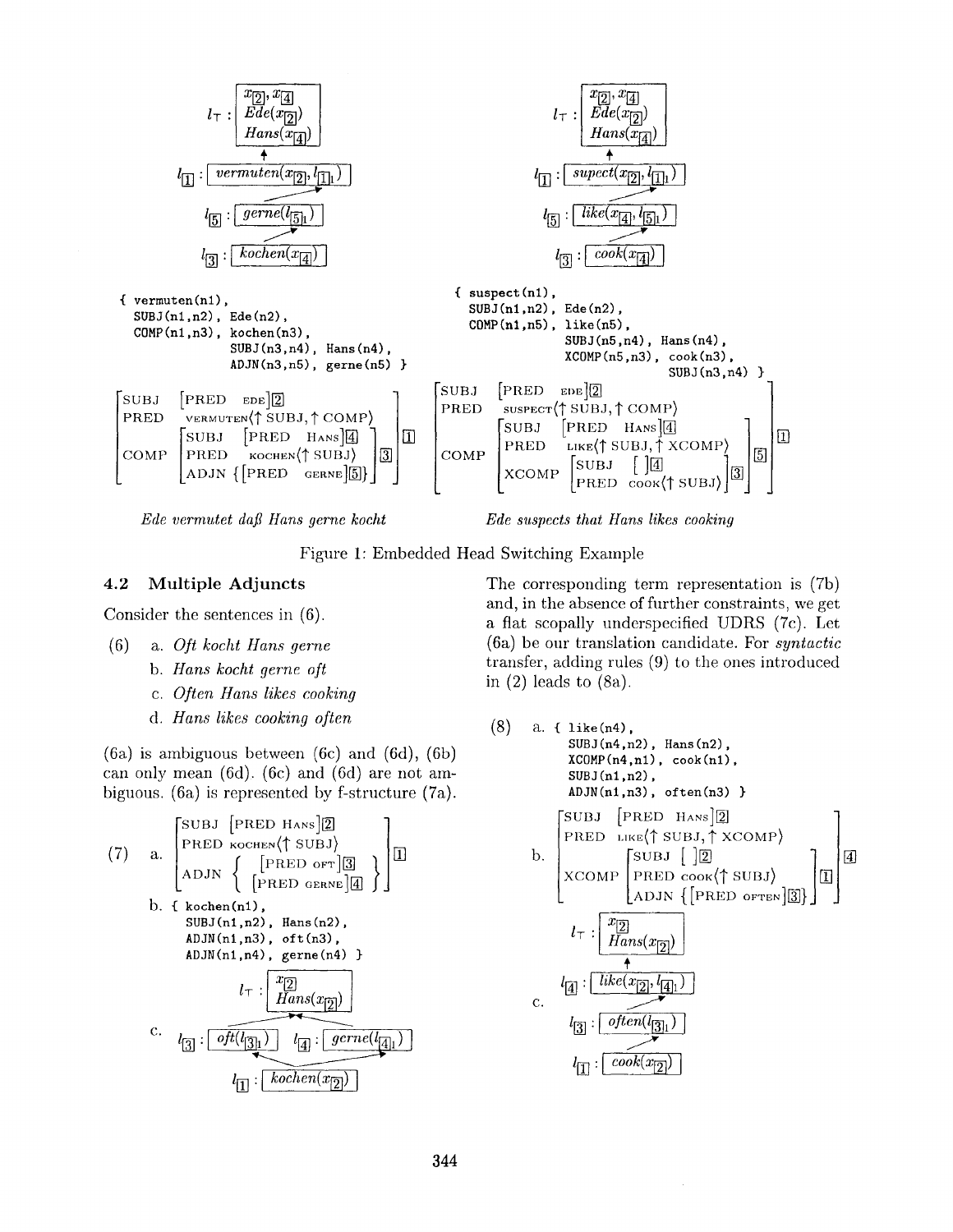$$l_\top : \boxed{\begin{array}{l} x_{\boxed{2}}, x_{\boxed{4}} \\ Ede(x_{\boxed{2}}) \\ Hans(x_{\boxed{4}}) \end{array}}$$

$$l_{\boxed{1}} : \boxed{vermuten(x_{\boxed{2}}, l_{\boxed{1}1})}$$

$$l_{\boxed{5}} : \boxed{gerne(l_{\boxed{5}1})}$$

$$l_{\boxed{3}} : \boxed{kochen(x_{\boxed{4}})}$$

```
{ vermuten(n1),
  SUBJ(n1,n2), Ede(n2),
  COMP(n1,n3), kochen(n3),
               SUBJ(n3,n4), Hans(n4),
               ADJN(n3,n5), gerne(n5) }
```

$$\left[\begin{array}{ll} \text{SUBJ} & [\text{PRED} \ \text{EDE}]\boxed{2} \\ \text{PRED} & \text{VERMUTEN}\langle\uparrow \text{SUBJ}, \uparrow \text{COMP}\rangle \\ \text{COMP} & \left[\begin{array}{ll} \text{SUBJ} & [\text{PRED} \ \text{HANS}]\boxed{4} \\ \text{PRED} & \text{KOCHEN}\langle\uparrow \text{SUBJ}\rangle \\ \text{ADJN} & \{[\text{PRED} \ \text{GERNE}]\boxed{5}\} \end{array}\right]\boxed{3} \end{array}\right]\boxed{1}$$

*Ede vermutet daß Hans gerne kocht*

$$l_\top : \boxed{\begin{array}{l} x_{\boxed{2}}, x_{\boxed{4}} \\ Ede(x_{\boxed{2}}) \\ Hans(x_{\boxed{4}}) \end{array}}$$

$$l_{\boxed{1}} : \boxed{supect(x_{\boxed{2}}, l_{\boxed{1}1})}$$

$$l_{\boxed{5}} : \boxed{like(x_{\boxed{4}}, l_{\boxed{5}1})}$$

$$l_{\boxed{3}} : \boxed{cook(x_{\boxed{4}})}$$

```
{ suspect(n1),
  SUBJ(n1,n2), Ede(n2),
  COMP(n1,n5), like(n5),
               SUBJ(n5,n4), Hans(n4),
               XCOMP(n5,n3), cook(n3),
                             SUBJ(n3,n4) }
```

$$\left[\begin{array}{ll} \text{SUBJ} & [\text{PRED} \ \text{EDE}]\boxed{2} \\ \text{PRED} & \text{SUSPECT}\langle\uparrow \text{SUBJ}, \uparrow \text{COMP}\rangle \\ \text{COMP} & \left[\begin{array}{ll} \text{SUBJ} & [\text{PRED} \ \text{HANS}]\boxed{4} \\ \text{PRED} & \text{LIKE}\langle\uparrow \text{SUBJ}, \uparrow \text{XCOMP}\rangle \\ \text{XCOMP} & \left[\begin{array}{ll} \text{SUBJ} & [\ ]\boxed{4} \\ \text{PRED} & \text{COOK}\langle\uparrow \text{SUBJ}\rangle \end{array}\right]\boxed{3} \end{array}\right]\boxed{5} \end{array}\right]\boxed{1}$$

*Ede suspects that Hans likes cooking*

Figure 1: Embedded Head Switching Example

### 4.2 Multiple Adjuncts

Consider the sentences in (6).

(6) a. *Oft kocht Hans gerne*
  b. *Hans kocht gerne oft*
  c. *Often Hans likes cooking*
  d. *Hans likes cooking often*

(6a) is ambiguous between (6c) and (6d), (6b) can only mean (6d). (6c) and (6d) are not ambiguous. (6a) is represented by f-structure (7a).

(7) a.

$$\left[\begin{array}{ll} \text{SUBJ} & [\text{PRED} \ \text{HANS}]\boxed{2} \\ \text{PRED} & \text{KOCHEN}\langle\uparrow \text{SUBJ}\rangle \\ \text{ADJN} & \left\{\begin{array}{l} [\text{PRED} \ \text{OFT}]\boxed{3} \\ [\text{PRED} \ \text{GERNE}]\boxed{4} \end{array}\right\} \end{array}\right]\boxed{1}$$

b.
```
{ kochen(n1),
  SUBJ(n1,n2), Hans(n2),
  ADJN(n1,n3), oft(n3),
  ADJN(n1,n4), gerne(n4) }
```

c.

$$l_\top : \boxed{\begin{array}{l} x_{\boxed{2}} \\ Hans(x_{\boxed{2}}) \end{array}}$$

$$l_{\boxed{3}} : \boxed{oft(l_{\boxed{3}1})} \quad l_{\boxed{4}} : \boxed{gerne(l_{\boxed{4}1})}$$

$$l_{\boxed{1}} : \boxed{kochen(x_{\boxed{2}})}$$

The corresponding term representation is (7b) and, in the absence of further constraints, we get a flat scopally underspecified UDRS (7c). Let (6a) be our translation candidate. For *syntactic* transfer, adding rules (9) to the ones introduced in (2) leads to (8a).

(8) a.
```
{ like(n4),
  SUBJ(n4,n2), Hans(n2),
  XCOMP(n4,n1), cook(n1),
  SUBJ(n1,n2),
  ADJN(n1,n3), often(n3) }
```

b.

$$\left[\begin{array}{ll} \text{SUBJ} & [\text{PRED} \ \text{HANS}]\boxed{2} \\ \text{PRED} & \text{LIKE}\langle\uparrow \text{SUBJ}, \uparrow \text{XCOMP}\rangle \\ \text{XCOMP} & \left[\begin{array}{ll} \text{SUBJ} & [\ ]\boxed{2} \\ \text{PRED} & \text{COOK}\langle\uparrow \text{SUBJ}\rangle \\ \text{ADJN} & \{[\text{PRED} \ \text{OFTEN}]\boxed{3}\} \end{array}\right]\boxed{1} \end{array}\right]\boxed{4}$$

c.

$$l_\top : \boxed{\begin{array}{l} x_{\boxed{2}} \\ Hans(x_{\boxed{2}}) \end{array}}$$

$$l_{\boxed{4}} : \boxed{like(x_{\boxed{2}}, l_{\boxed{4}1})}$$

$$l_{\boxed{3}} : \boxed{often(l_{\boxed{3}1})}$$

$$l_{\boxed{1}} : \boxed{cook(x_{\boxed{2}})}$$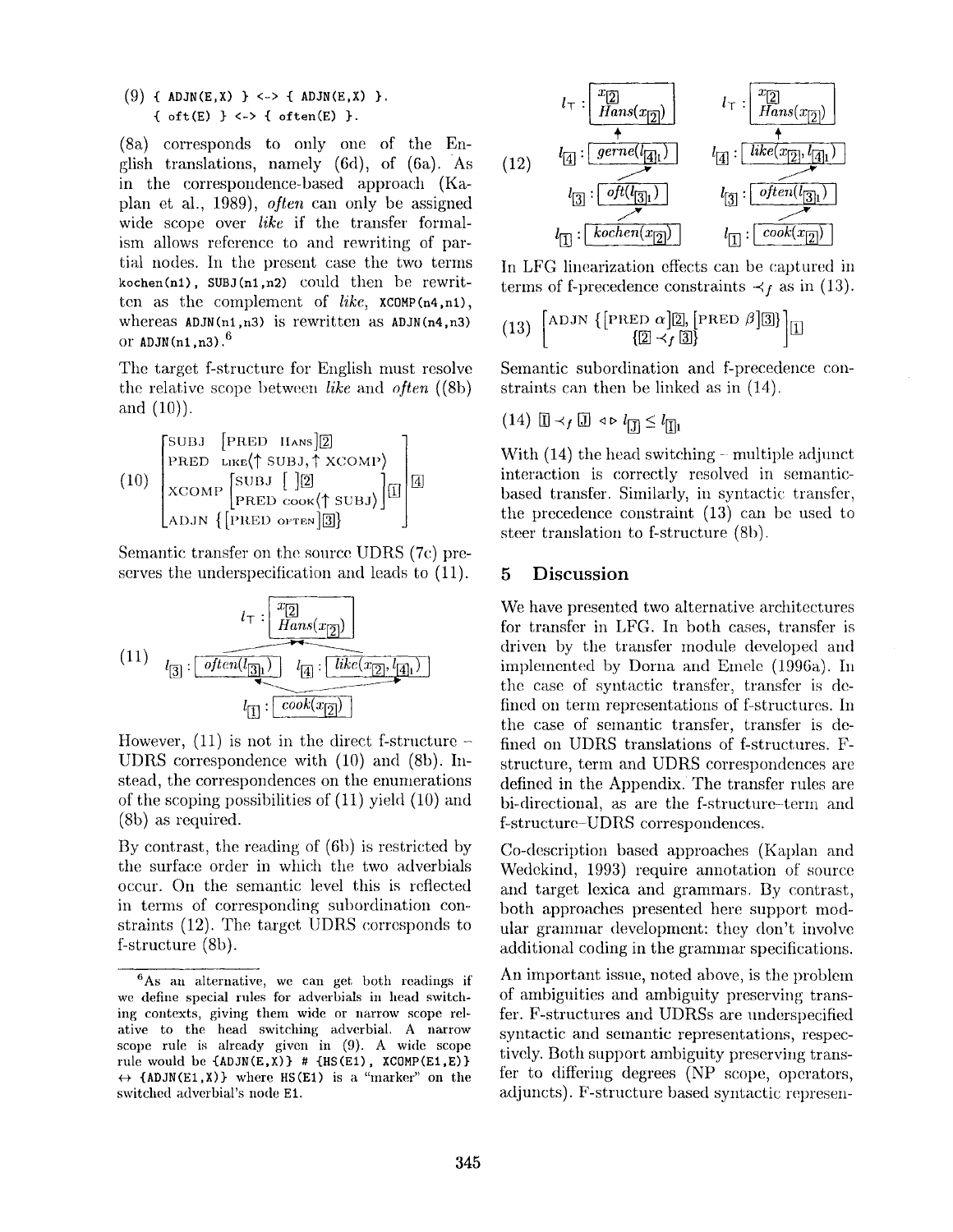(9) { ADJN(E,X) } <-> { ADJN(E,X) }.
{ oft(E) } <-> { often(E) }.

(8a) corresponds to only one of the English translations, namely (6d), of (6a). As in the correspondence-based approach (Kaplan et al., 1989), *often* can only be assigned wide scope over *like* if the transfer formalism allows reference to and rewriting of partial nodes. In the present case the two terms `kochen(n1)`, `SUBJ(n1,n2)` could then be rewritten as the complement of *like*, `XCOMP(n4,n1)`, whereas `ADJN(n1,n3)` is rewritten as `ADJN(n4,n3)` or `ADJN(n1,n3)`.[6]

The target f-structure for English must resolve the relative scope between *like* and *often* ((8b) and (10)).

$$
(10)\quad \left[\begin{array}{ll} \text{SUBJ} & [\text{PRED HANS}]_{\boxed{2}} \\ \text{PRED} & \text{LIKE}\langle\uparrow\text{SUBJ}, \uparrow\text{XCOMP}\rangle \\ \text{XCOMP} & \left[\begin{array}{ll} \text{SUBJ} & [\;]_{\boxed{2}} \\ \text{PRED} & \text{COOK}\langle\uparrow\text{SUBJ}\rangle \end{array}\right]_{\boxed{1}} \\ \text{ADJN} & \{[\text{PRED OFTEN}]_{\boxed{3}}\} \end{array}\right]_{\boxed{4}}
$$

Semantic transfer on the source UDRS (7c) preserves the underspecification and leads to (11).

$$
(11)\quad l_\top : \boxed{\begin{array}{l} x_{\boxed{2}} \\ Hans(x_{\boxed{2}}) \end{array}} \qquad l_{\boxed{3}} : \boxed{often(l_{\boxed{3}1})} \qquad l_{\boxed{4}} : \boxed{like(x_{\boxed{2}}, l_{\boxed{4}1})} \qquad l_{\boxed{1}} : \boxed{cook(x_{\boxed{2}})}
$$

However, (11) is not in the direct f-structure – UDRS correspondence with (10) and (8b). Instead, the correspondences on the enumerations of the scoping possibilities of (11) yield (10) and (8b) as required.

By contrast, the reading of (6b) is restricted by the surface order in which the two adverbials occur. On the semantic level this is reflected in terms of corresponding subordination constraints (12). The target UDRS corresponds to f-structure (8b).

$$
(12)\quad \begin{array}{ll} l_\top : \boxed{\begin{array}{l} x_{\boxed{2}} \\ Hans(x_{\boxed{2}}) \end{array}} & l_\top : \boxed{\begin{array}{l} x_{\boxed{2}} \\ Hans(x_{\boxed{2}}) \end{array}} \\ l_{\boxed{4}} : \boxed{gerne(l_{\boxed{4}1})} & l_{\boxed{4}} : \boxed{like(x_{\boxed{2}}, l_{\boxed{4}1})} \\ l_{\boxed{3}} : \boxed{oft(l_{\boxed{3}1})} & l_{\boxed{3}} : \boxed{often(l_{\boxed{3}1})} \\ l_{\boxed{1}} : \boxed{kochen(x_{\boxed{2}})} & l_{\boxed{1}} : \boxed{cook(x_{\boxed{2}})} \end{array}
$$

In LFG linearization effects can be captured in terms of f-precedence constraints $\prec_f$ as in (13).

$$
(13)\quad \left[\begin{array}{l} \text{ADJN}\ \{[\text{PRED}\ \alpha]_{\boxed{2}}, [\text{PRED}\ \beta]_{\boxed{3}}\} \\ \qquad \{\boxed{2} \prec_f \boxed{3}\} \end{array}\right]_{\boxed{1}}
$$

Semantic subordination and f-precedence constraints can then be linked as in (14).

$$
(14)\quad \boxed{I} \prec_f \boxed{J} \;\lhd\!\rhd\; l_{\boxed{J}} \le l_{\boxed{I}1}
$$

With (14) the head switching – multiple adjunct interaction is correctly resolved in semantic-based transfer. Similarly, in syntactic transfer, the precedence constraint (13) can be used to steer translation to f-structure (8b).

## 5 Discussion

We have presented two alternative architectures for transfer in LFG. In both cases, transfer is driven by the transfer module developed and implemented by Dorna and Emele (1996a). In the case of syntactic transfer, transfer is defined on term representations of f-structures. In the case of semantic transfer, transfer is defined on UDRS translations of f-structures. F-structure, term and UDRS correspondences are defined in the Appendix. The transfer rules are bi-directional, as are the f-structure–term and f-structure–UDRS correspondences.

Co-description based approaches (Kaplan and Wedekind, 1993) require annotation of source and target lexica and grammars. By contrast, both approaches presented here support modular grammar development: they don't involve additional coding in the grammar specifications.

An important issue, noted above, is the problem of ambiguities and ambiguity preserving transfer. F-structures and UDRSs are underspecified syntactic and semantic representations, respectively. Both support ambiguity preserving transfer to differing degrees (NP scope, operators, adjuncts). F-structure based syntactic represen-

[6] As an alternative, we can get both readings if we define special rules for adverbials in head switching contexts, giving them wide or narrow scope relative to the head switching adverbial. A narrow scope rule is already given in (9). A wide scope rule would be `{ADJN(E,X)} # {HS(E1), XCOMP(E1,E)}` ↔ `{ADJN(E1,X)}` where `HS(E1)` is a "marker" on the switched adverbial's node `E1`.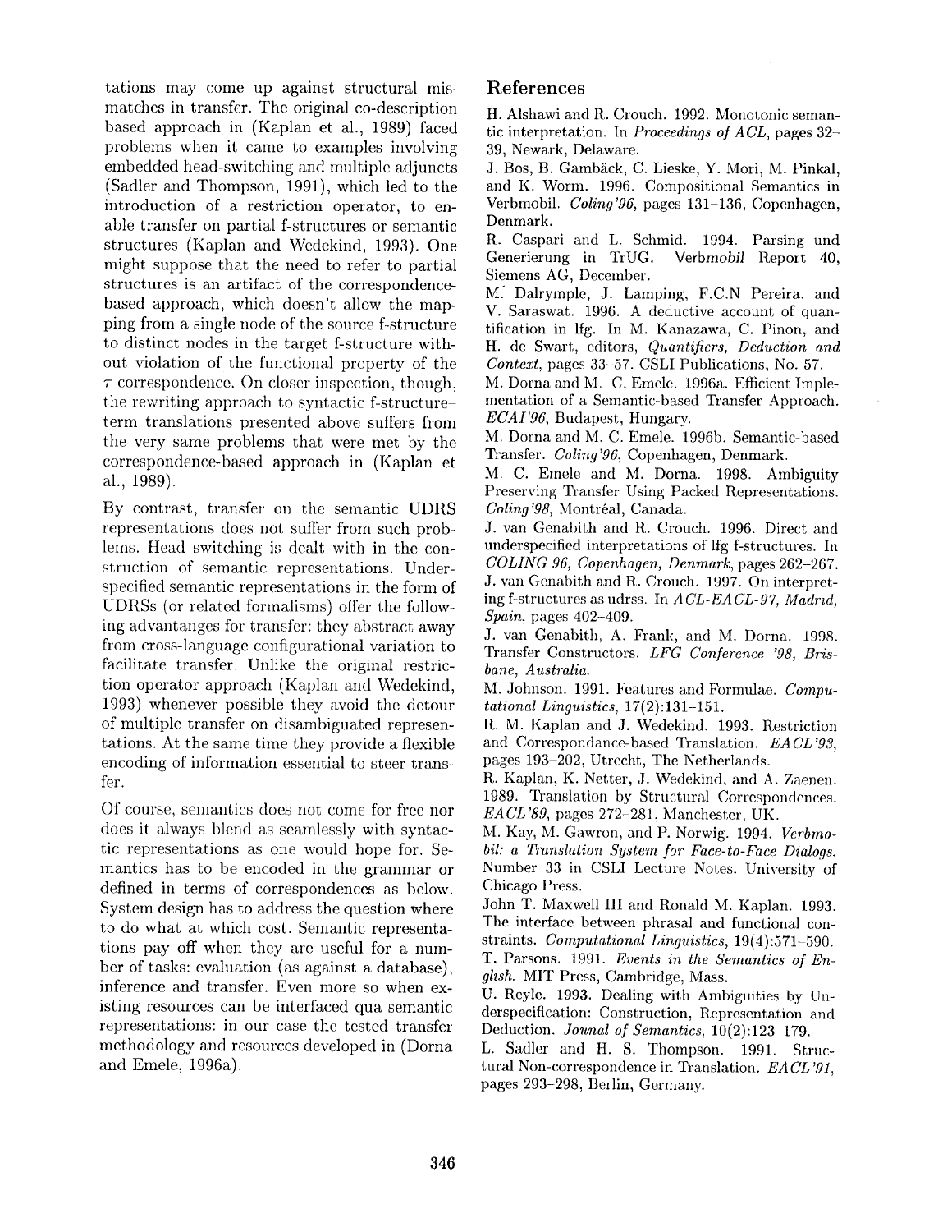tations may come up against structural mismatches in transfer. The original co-description based approach in (Kaplan et al., 1989) faced problems when it came to examples involving embedded head-switching and multiple adjuncts (Sadler and Thompson, 1991), which led to the introduction of a restriction operator, to enable transfer on partial f-structures or semantic structures (Kaplan and Wedekind, 1993). One might suppose that the need to refer to partial structures is an artifact of the correspondence-based approach, which doesn't allow the mapping from a single node of the source f-structure to distinct nodes in the target f-structure without violation of the functional property of the $\tau$ correspondence. On closer inspection, though, the rewriting approach to syntactic f-structure–term translations presented above suffers from the very same problems that were met by the correspondence-based approach in (Kaplan et al., 1989).

By contrast, transfer on the semantic UDRS representations does not suffer from such problems. Head switching is dealt with in the construction of semantic representations. Underspecified semantic representations in the form of UDRSs (or related formalisms) offer the following advantages for transfer: they abstract away from cross-language configurational variation to facilitate transfer. Unlike the original restriction operator approach (Kaplan and Wedekind, 1993) whenever possible they avoid the detour of multiple transfer on disambiguated representations. At the same time they provide a flexible encoding of information essential to steer transfer.

Of course, semantics does not come for free nor does it always blend as seamlessly with syntactic representations as one would hope for. Semantics has to be encoded in the grammar or defined in terms of correspondences as below. System design has to address the question where to do what at which cost. Semantic representations pay off when they are useful for a number of tasks: evaluation (as against a database), inference and transfer. Even more so when existing resources can be interfaced qua semantic representations: in our case the tested transfer methodology and resources developed in (Dorna and Emele, 1996a).

## References

H. Alshawi and R. Crouch. 1992. Monotonic semantic interpretation. In *Proceedings of ACL*, pages 32–39, Newark, Delaware.

J. Bos, B. Gambäck, C. Lieske, Y. Mori, M. Pinkal, and K. Worm. 1996. Compositional Semantics in Verbmobil. *Coling'96*, pages 131–136, Copenhagen, Denmark.

R. Caspari and L. Schmid. 1994. Parsing und Generierung in TrUG. Verb*mobil* Report 40, Siemens AG, December.

M. Dalrymple, J. Lamping, F.C.N Pereira, and V. Saraswat. 1996. A deductive account of quantification in lfg. In M. Kanazawa, C. Pinon, and H. de Swart, editors, *Quantifiers, Deduction and Context*, pages 33–57. CSLI Publications, No. 57.

M. Dorna and M. C. Emele. 1996a. Efficient Implementation of a Semantic-based Transfer Approach. *ECAI'96*, Budapest, Hungary.

M. Dorna and M. C. Emele. 1996b. Semantic-based Transfer. *Coling'96*, Copenhagen, Denmark.

M. C. Emele and M. Dorna. 1998. Ambiguity Preserving Transfer Using Packed Representations. *Coling'98*, Montréal, Canada.

J. van Genabith and R. Crouch. 1996. Direct and underspecified interpretations of lfg f-structures. In *COLING 96, Copenhagen, Denmark*, pages 262–267.

J. van Genabith and R. Crouch. 1997. On interpreting f-structures as udrss. In *ACL-EACL-97, Madrid, Spain*, pages 402–409.

J. van Genabith, A. Frank, and M. Dorna. 1998. Transfer Constructors. *LFG Conference '98, Brisbane, Australia.*

M. Johnson. 1991. Features and Formulae. *Computational Linguistics*, 17(2):131–151.

R. M. Kaplan and J. Wedekind. 1993. Restriction and Correspondance-based Translation. *EACL'93*, pages 193–202, Utrecht, The Netherlands.

R. Kaplan, K. Netter, J. Wedekind, and A. Zaenen. 1989. Translation by Structural Correspondences. *EACL'89*, pages 272–281, Manchester, UK.

M. Kay, M. Gawron, and P. Norwig. 1994. *Verbmobil: a Translation System for Face-to-Face Dialogs.* Number 33 in CSLI Lecture Notes. University of Chicago Press.

John T. Maxwell III and Ronald M. Kaplan. 1993. The interface between phrasal and functional constraints. *Computational Linguistics*, 19(4):571–590.

T. Parsons. 1991. *Events in the Semantics of English.* MIT Press, Cambridge, Mass.

U. Reyle. 1993. Dealing with Ambiguities by Underspecification: Construction, Representation and Deduction. *Jounal of Semantics*, 10(2):123–179.

L. Sadler and H. S. Thompson. 1991. Structural Non-correspondence in Translation. *EACL'91*, pages 293–298, Berlin, Germany.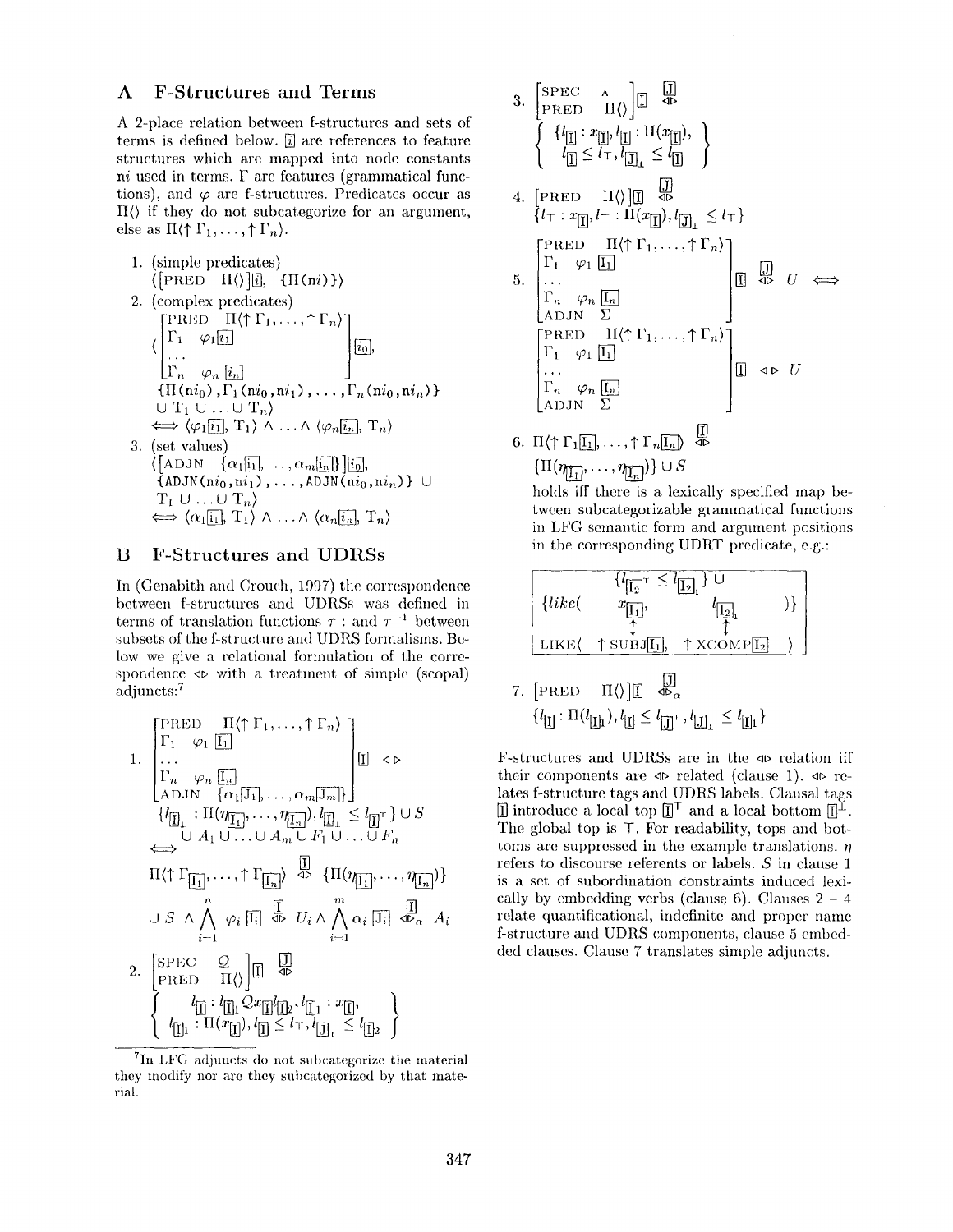## A F-Structures and Terms

A 2-place relation between f-structures and sets of terms is defined below. $\boxed{i}$ are references to feature structures which are mapped into node constants $ni$ used in terms. $\Gamma$ are features (grammatical functions), and $\varphi$ are f-structures. Predicates occur as $\Pi\langle\rangle$ if they do not subcategorize for an argument, else as $\Pi\langle\uparrow\Gamma_1,\ldots,\uparrow\Gamma_n\rangle$.

1. (simple predicates)
$\langle[\text{PRED}\quad\Pi\langle\rangle]\boxed{i},\ \{\Pi(ni)\}\rangle$
2. (complex predicates)
$$\langle\begin{bmatrix}\text{PRED} & \Pi\langle\uparrow\Gamma_1,\ldots,\uparrow\Gamma_n\rangle\\ \Gamma_1 & \varphi_1\boxed{i_1}\\ \ldots & \\ \Gamma_n & \varphi_n\boxed{i_n}\end{bmatrix}\boxed{i_0},$$
$\{\Pi(ni_0),\Gamma_1(ni_0,ni_1),\ldots,\Gamma_n(ni_0,ni_n)\}$
$\cup\ \text{T}_1\cup\ldots\cup\text{T}_n\rangle$
$\Longleftarrow\langle\varphi_1\boxed{i_1},\text{T}_1\rangle\wedge\ldots\wedge\langle\varphi_n\boxed{i_n},\text{T}_n\rangle$
3. (set values)
$\langle[\text{ADJN}\quad\{\alpha_1\boxed{i_1},\ldots,\alpha_n\boxed{i_n}\}]\boxed{i_0},$
$\{\text{ADJN}(ni_0,ni_1),\ldots,\text{ADJN}(ni_0,ni_n)\}\ \cup$
$\text{T}_1\cup\ldots\cup\text{T}_n\rangle$
$\Longleftarrow\langle\alpha_1\boxed{i_1},\text{T}_1\rangle\wedge\ldots\wedge\langle\alpha_n\boxed{i_n},\text{T}_n\rangle$

## B F-Structures and UDRSs

In (Genabith and Crouch, 1997) the correspondence between f-structures and UDRSs was defined in terms of translation functions $\tau$ : and $\tau^{-1}$ between subsets of the f-structure and UDRS formalisms. Below we give a relational formulation of the correspondence $\lhd\!\rhd$ with a treatment of simple (scopal) adjuncts:[7]

1.
$$\begin{bmatrix}\text{PRED} & \Pi\langle\uparrow\Gamma_1,\ldots,\uparrow\Gamma_n\rangle\\ \Gamma_1 & \varphi_1\boxed{I_1}\\ \ldots & \\ \Gamma_n & \varphi_n\boxed{I_n}\\ \text{ADJN} & \{\alpha_1\boxed{J_1},\ldots,\alpha_m\boxed{J_m}\}\end{bmatrix}\boxed{I}\ \lhd\!\rhd$$
$\{l_{\boxed{I}_\perp}:\Pi(\eta_{\boxed{I_1}},\ldots,\eta_{\boxed{I_n}}),l_{\boxed{I}_\perp}\leq l_{\boxed{I}^\top}\}\cup S$
$\cup\ A_1\cup\ldots\cup A_m\cup F_1\cup\ldots\cup F_n$
$\Longleftrightarrow$
$\Pi\langle\uparrow\Gamma_{\boxed{I_1}},\ldots,\uparrow\Gamma_{\boxed{I_n}}\rangle\ \overset{\boxed{I}}{\lhd\!\rhd}\ \{\Pi(\eta_{\boxed{I_1}},\ldots,\eta_{\boxed{I_n}})\}$
$\cup\ S\wedge\bigwedge_{i=1}^{n}\varphi_i\boxed{I_i}\overset{\boxed{I}}{\lhd\!\rhd}U_i\wedge\bigwedge_{i=1}^{m}\alpha_i\boxed{J_i}\overset{\boxed{I}}{\lhd\!\rhd}_\alpha A_i$

2.
$$\begin{bmatrix}\text{SPEC} & Q\\ \text{PRED} & \Pi\langle\rangle\end{bmatrix}\boxed{I}\ \overset{\boxed{J}}{\lhd\!\rhd}$$
$$\left\{\begin{array}{l}l_{\boxed{I}}:l_{\boxed{I}_1}Qx_{\boxed{I}}l_{\boxed{I}_2},l_{\boxed{I}_1}:x_{\boxed{I}},\\ l_{\boxed{I}_1}:\Pi(x_{\boxed{I}}),l_{\boxed{I}}\leq l_\top,l_{\boxed{J}_\perp}\leq l_{\boxed{I}_2}\end{array}\right\}$$

3.
$$\begin{bmatrix}\text{SPEC} & \text{A}\\ \text{PRED} & \Pi\langle\rangle\end{bmatrix}\boxed{I}\ \overset{\boxed{J}}{\lhd\!\rhd}$$
$$\left\{\begin{array}{l}l_{\boxed{I}}:x_{\boxed{I}},l_{\boxed{I}}:\Pi(x_{\boxed{I}}),\\ l_{\boxed{I}}\leq l_\top,l_{\boxed{J}_\perp}\leq l_{\boxed{I}}\end{array}\right\}$$

4. $[\text{PRED}\quad\Pi\langle\rangle]\boxed{I}\ \overset{\boxed{J}}{\lhd\!\rhd}$
$\{l_\top:x_{\boxed{I}},l_\top:\Pi(x_{\boxed{I}}),l_{\boxed{J}_\perp}\leq l_\top\}$

5.
$$\begin{bmatrix}\text{PRED} & \Pi\langle\uparrow\Gamma_1,\ldots,\uparrow\Gamma_n\rangle\\ \Gamma_1 & \varphi_1\boxed{I_1}\\ \ldots & \\ \Gamma_n & \varphi_n\boxed{I_n}\\ \text{ADJN} & \Sigma\end{bmatrix}\boxed{I}\ \overset{\boxed{J}}{\lhd\!\rhd}\ U\ \Longleftrightarrow$$
$$\begin{bmatrix}\text{PRED} & \Pi\langle\uparrow\Gamma_1,\ldots,\uparrow\Gamma_n\rangle\\ \Gamma_1 & \varphi_1\boxed{I_1}\\ \ldots & \\ \Gamma_n & \varphi_n\boxed{I_n}\\ \text{ADJN} & \Sigma\end{bmatrix}\boxed{I}\ \lhd\!\rhd\ U$$

6. $\Pi\langle\uparrow\Gamma_1\boxed{I_1},\ldots,\uparrow\Gamma_n\boxed{I_n}\rangle\ \overset{\boxed{I}}{\lhd\!\rhd}$
$\{\Pi(\eta_{\boxed{I_1}},\ldots,\eta_{\boxed{I_n}})\}\cup S$

holds iff there is a lexically specified map between subcategorizable grammatical functions in LFG semantic form and argument positions in the corresponding UDRT predicate, e.g.:

$$\begin{array}{lccl}
 & \{l_{\boxed{I_2}^\top}\leq l_{\boxed{I_2}_\perp}\}\cup & & \\
\{like( & x_{\boxed{I_1}}, & l_{\boxed{I_2}_\perp} & )\}\\
 & \updownarrow & \updownarrow & \\
\text{LIKE}\langle & \uparrow\text{SUBJ}\boxed{I_1}, & \uparrow\text{XCOMP}\boxed{I_2} & \rangle
\end{array}$$

7. $[\text{PRED}\quad\Pi\langle\rangle]\boxed{I}\ \overset{\boxed{J}}{\lhd\!\rhd}_\alpha$
$\{l_{\boxed{I}}:\Pi(l_{\boxed{I}_1}),l_{\boxed{I}}\leq l_{\boxed{J}^\top},l_{\boxed{J}_\perp}\leq l_{\boxed{I}_1}\}$

F-structures and UDRSs are in the $\lhd\!\rhd$ relation iff their components are $\lhd\!\rhd$ related (clause 1). $\lhd\!\rhd$ relates f-structure tags and UDRS labels. Clausal tags $\boxed{I}$ introduce a local top $\boxed{I}^\top$ and a local bottom $\boxed{I}^\perp$. The global top is $\top$. For readability, tops and bottoms are suppressed in the example translations. $\eta$ refers to discourse referents or labels. $S$ in clause 1 is a set of subordination constraints induced lexically by embedding verbs (clause 6). Clauses 2 – 4 relate quantificational, indefinite and proper name f-structure and UDRS components, clause 5 embedded clauses. Clause 7 translates simple adjuncts.

[7] In LFG adjuncts do not subcategorize the material they modify nor are they subcategorized by that material.